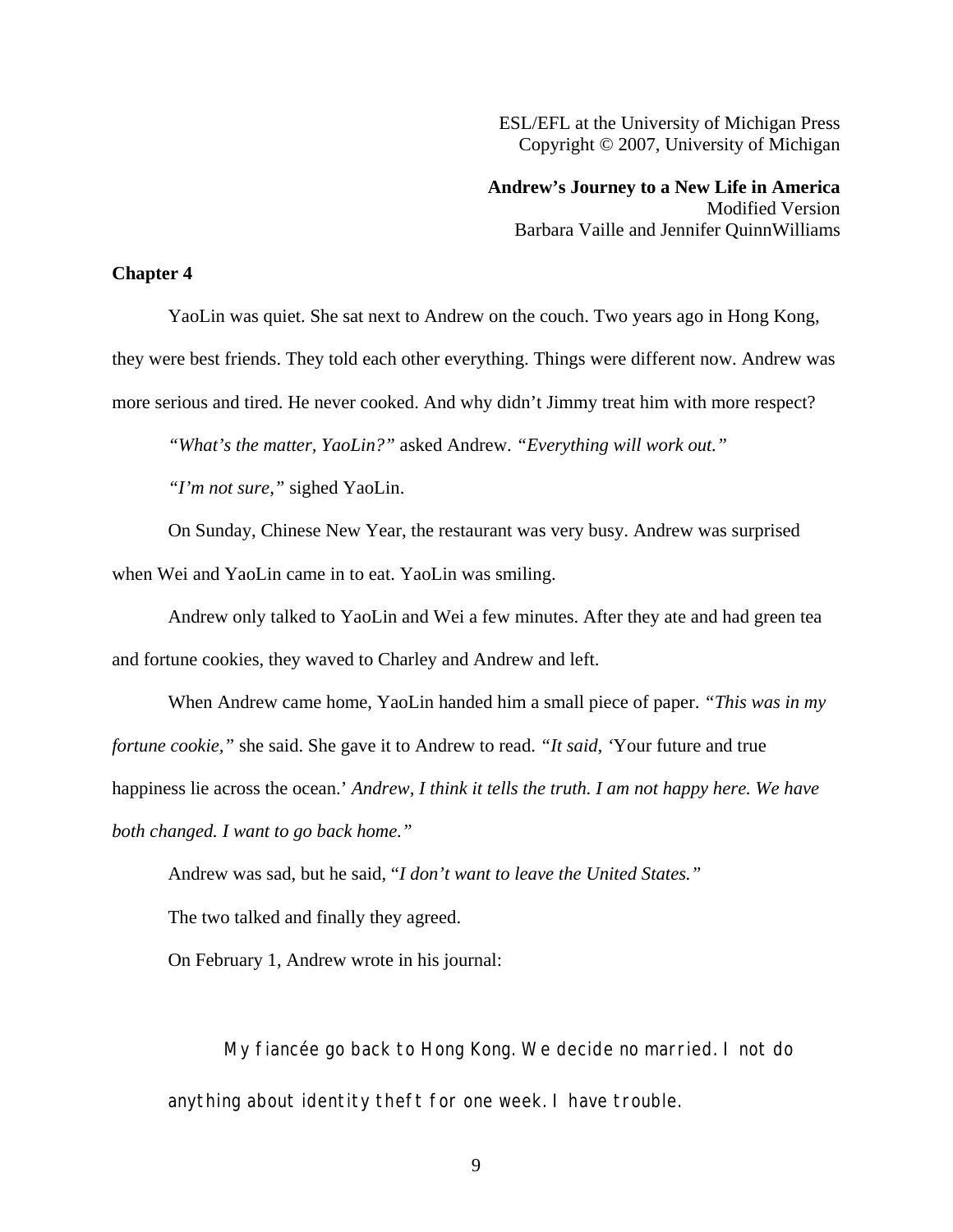ESL/EFL at the University of Michigan Press
Copyright © 2007, University of Michigan

**Andrew's Journey to a New Life in America**
Modified Version
Barbara Vaille and Jennifer QuinnWilliams

## Chapter 4

YaoLin was quiet. She sat next to Andrew on the couch. Two years ago in Hong Kong, they were best friends. They told each other everything. Things were different now. Andrew was more serious and tired. He never cooked. And why didn't Jimmy treat him with more respect?

*"What's the matter, YaoLin?"* asked Andrew. *"Everything will work out."*

*"I'm not sure,"* sighed YaoLin.

On Sunday, Chinese New Year, the restaurant was very busy. Andrew was surprised when Wei and YaoLin came in to eat. YaoLin was smiling.

Andrew only talked to YaoLin and Wei a few minutes. After they ate and had green tea and fortune cookies, they waved to Charley and Andrew and left.

When Andrew came home, YaoLin handed him a small piece of paper. *"This was in my fortune cookie,"* she said. She gave it to Andrew to read. *"It said,* 'Your future and true happiness lie across the ocean.' *Andrew, I think it tells the truth. I am not happy here. We have both changed. I want to go back home."*

Andrew was sad, but he said, "*I don't want to leave the United States."*

The two talked and finally they agreed.

On February 1, Andrew wrote in his journal:

> My fiancée go back to Hong Kong. We decide no married. I not do anything about identity theft for one week. I have trouble.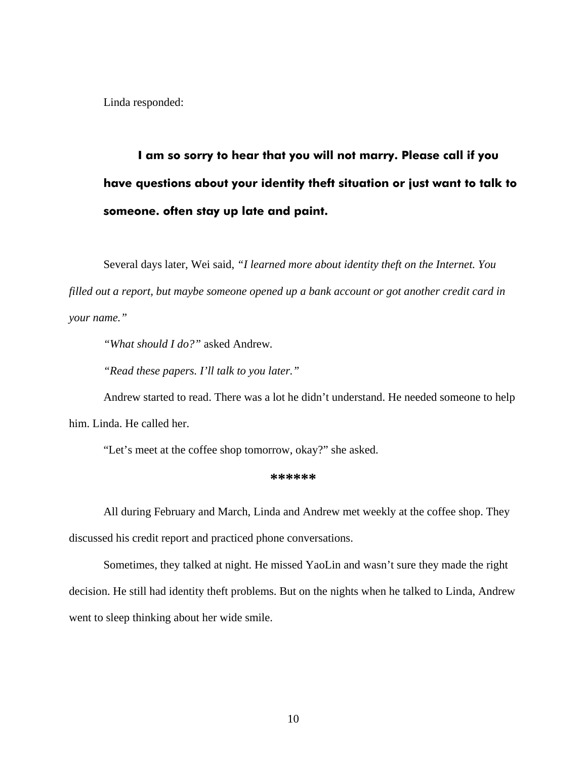Linda responded:

> **I am so sorry to hear that you will not marry. Please call if you have questions about your identity theft situation or just want to talk to someone. often stay up late and paint.**

Several days later, Wei said, *"I learned more about identity theft on the Internet. You filled out a report, but maybe someone opened up a bank account or got another credit card in your name."*

*"What should I do?"* asked Andrew.

*"Read these papers. I'll talk to you later."*

Andrew started to read. There was a lot he didn't understand. He needed someone to help him. Linda. He called her.

"Let's meet at the coffee shop tomorrow, okay?" she asked.

******

All during February and March, Linda and Andrew met weekly at the coffee shop. They discussed his credit report and practiced phone conversations.

Sometimes, they talked at night. He missed YaoLin and wasn't sure they made the right decision. He still had identity theft problems. But on the nights when he talked to Linda, Andrew went to sleep thinking about her wide smile.